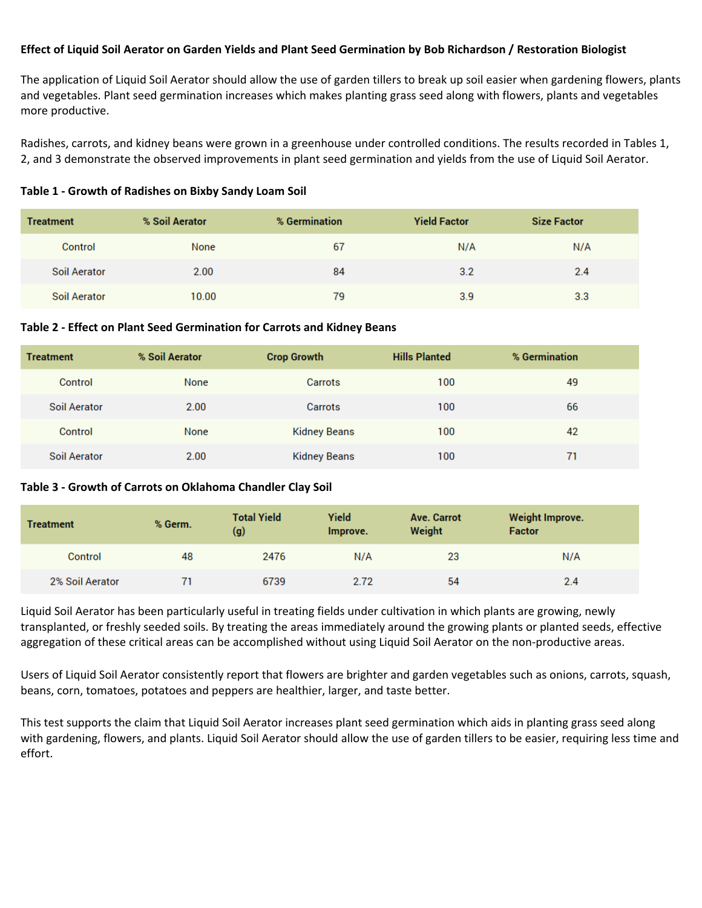**Effect of Liquid Soil Aerator on Garden Yields and Plant Seed Germination by Bob Richardson / Restoration Biologist**

The application of Liquid Soil Aerator should allow the use of garden tillers to break up soil easier when gardening flowers, plants and vegetables. Plant seed germination increases which makes planting grass seed along with flowers, plants and vegetables more productive.

Radishes, carrots, and kidney beans were grown in a greenhouse under controlled conditions. The results recorded in Tables 1, 2, and 3 demonstrate the observed improvements in plant seed germination and yields from the use of Liquid Soil Aerator.

**Table 1 - Growth of Radishes on Bixby Sandy Loam Soil**

| Treatment | % Soil Aerator | % Germination | Yield Factor | Size Factor |
|---|---|---|---|---|
| Control | None | 67 | N/A | N/A |
| Soil Aerator | 2.00 | 84 | 3.2 | 2.4 |
| Soil Aerator | 10.00 | 79 | 3.9 | 3.3 |

**Table 2 - Effect on Plant Seed Germination for Carrots and Kidney Beans**

| Treatment | % Soil Aerator | Crop Growth | Hills Planted | % Germination |
|---|---|---|---|---|
| Control | None | Carrots | 100 | 49 |
| Soil Aerator | 2.00 | Carrots | 100 | 66 |
| Control | None | Kidney Beans | 100 | 42 |
| Soil Aerator | 2.00 | Kidney Beans | 100 | 71 |

**Table 3 - Growth of Carrots on Oklahoma Chandler Clay Soil**

| Treatment | % Germ. | Total Yield (g) | Yield Improve. | Ave. Carrot Weight | Weight Improve. Factor |
|---|---|---|---|---|---|
| Control | 48 | 2476 | N/A | 23 | N/A |
| 2% Soil Aerator | 71 | 6739 | 2.72 | 54 | 2.4 |

Liquid Soil Aerator has been particularly useful in treating fields under cultivation in which plants are growing, newly transplanted, or freshly seeded soils. By treating the areas immediately around the growing plants or planted seeds, effective aggregation of these critical areas can be accomplished without using Liquid Soil Aerator on the non-productive areas.

Users of Liquid Soil Aerator consistently report that flowers are brighter and garden vegetables such as onions, carrots, squash, beans, corn, tomatoes, potatoes and peppers are healthier, larger, and taste better.

This test supports the claim that Liquid Soil Aerator increases plant seed germination which aids in planting grass seed along with gardening, flowers, and plants. Liquid Soil Aerator should allow the use of garden tillers to be easier, requiring less time and effort.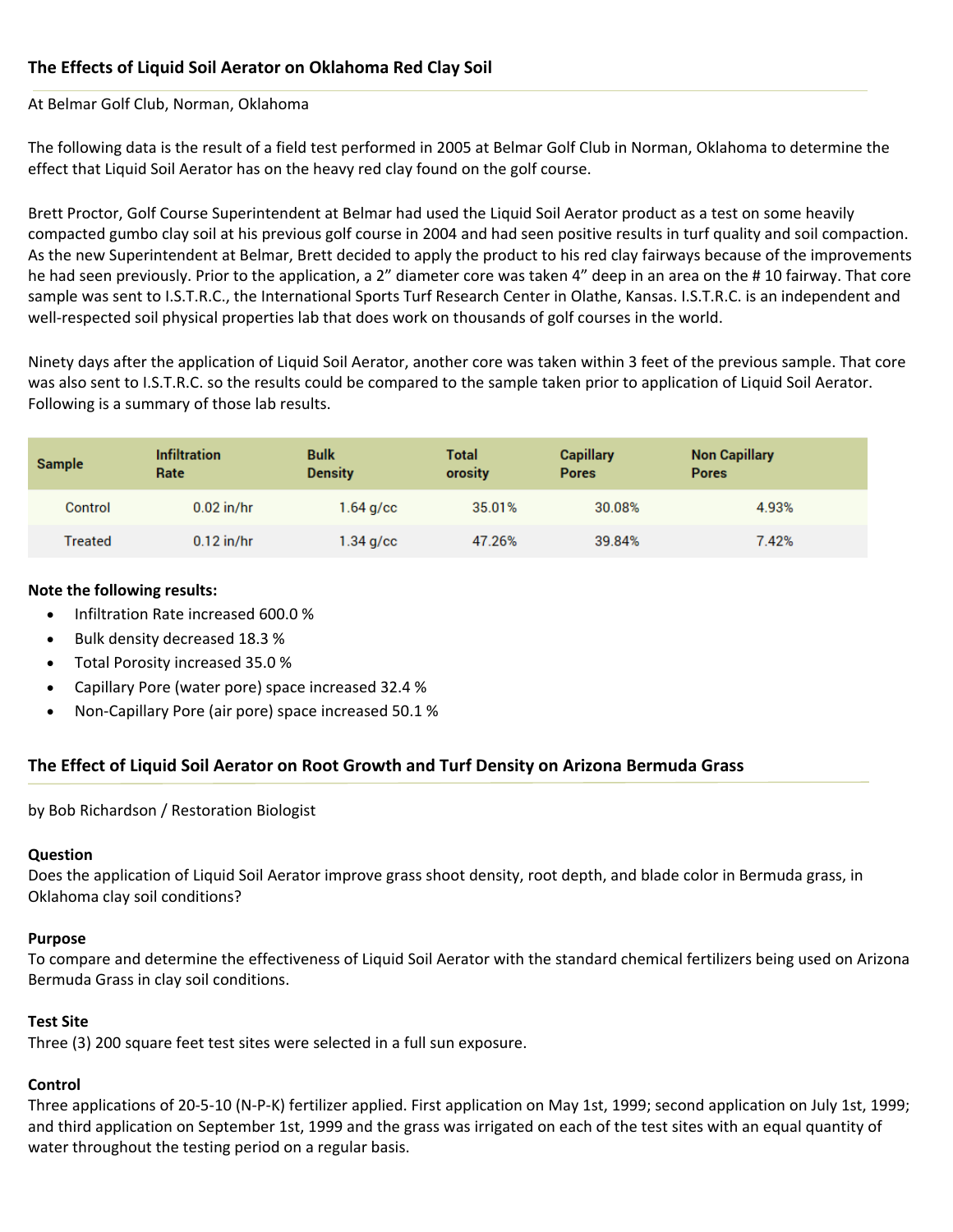## The Effects of Liquid Soil Aerator on Oklahoma Red Clay Soil

At Belmar Golf Club, Norman, Oklahoma

The following data is the result of a field test performed in 2005 at Belmar Golf Club in Norman, Oklahoma to determine the effect that Liquid Soil Aerator has on the heavy red clay found on the golf course.

Brett Proctor, Golf Course Superintendent at Belmar had used the Liquid Soil Aerator product as a test on some heavily compacted gumbo clay soil at his previous golf course in 2004 and had seen positive results in turf quality and soil compaction. As the new Superintendent at Belmar, Brett decided to apply the product to his red clay fairways because of the improvements he had seen previously. Prior to the application, a 2" diameter core was taken 4" deep in an area on the # 10 fairway. That core sample was sent to I.S.T.R.C., the International Sports Turf Research Center in Olathe, Kansas. I.S.T.R.C. is an independent and well-respected soil physical properties lab that does work on thousands of golf courses in the world.

Ninety days after the application of Liquid Soil Aerator, another core was taken within 3 feet of the previous sample. That core was also sent to I.S.T.R.C. so the results could be compared to the sample taken prior to application of Liquid Soil Aerator. Following is a summary of those lab results.

| Sample | Infiltration Rate | Bulk Density | Total orosity | Capillary Pores | Non Capillary Pores |
|---|---|---|---|---|---|
| Control | 0.02 in/hr | 1.64 g/cc | 35.01% | 30.08% | 4.93% |
| Treated | 0.12 in/hr | 1.34 g/cc | 47.26% | 39.84% | 7.42% |

**Note the following results:**

- Infiltration Rate increased 600.0 %
- Bulk density decreased 18.3 %
- Total Porosity increased 35.0 %
- Capillary Pore (water pore) space increased 32.4 %
- Non-Capillary Pore (air pore) space increased 50.1 %

## The Effect of Liquid Soil Aerator on Root Growth and Turf Density on Arizona Bermuda Grass

by Bob Richardson / Restoration Biologist

**Question**

Does the application of Liquid Soil Aerator improve grass shoot density, root depth, and blade color in Bermuda grass, in Oklahoma clay soil conditions?

**Purpose**

To compare and determine the effectiveness of Liquid Soil Aerator with the standard chemical fertilizers being used on Arizona Bermuda Grass in clay soil conditions.

**Test Site**

Three (3) 200 square feet test sites were selected in a full sun exposure.

**Control**

Three applications of 20-5-10 (N-P-K) fertilizer applied. First application on May 1st, 1999; second application on July 1st, 1999; and third application on September 1st, 1999 and the grass was irrigated on each of the test sites with an equal quantity of water throughout the testing period on a regular basis.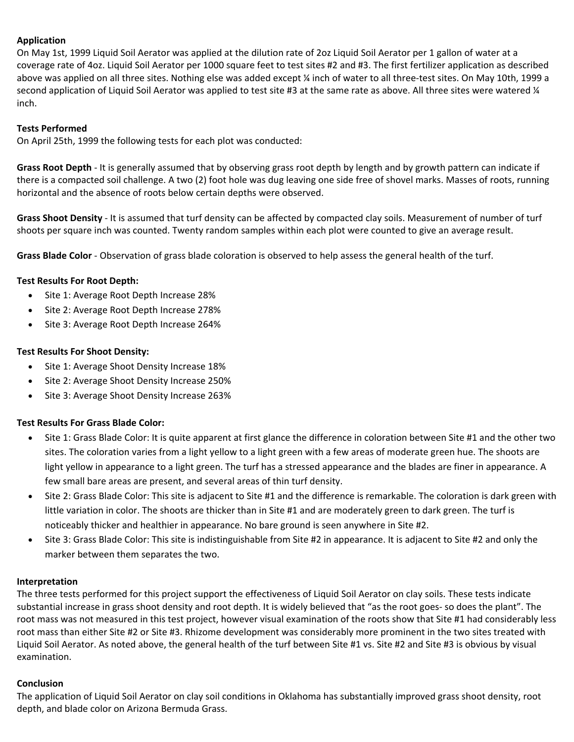**Application**

On May 1st, 1999 Liquid Soil Aerator was applied at the dilution rate of 2oz Liquid Soil Aerator per 1 gallon of water at a coverage rate of 4oz. Liquid Soil Aerator per 1000 square feet to test sites #2 and #3. The first fertilizer application as described above was applied on all three sites. Nothing else was added except ¼ inch of water to all three-test sites. On May 10th, 1999 a second application of Liquid Soil Aerator was applied to test site #3 at the same rate as above. All three sites were watered ¼ inch.

**Tests Performed**

On April 25th, 1999 the following tests for each plot was conducted:

**Grass Root Depth** - It is generally assumed that by observing grass root depth by length and by growth pattern can indicate if there is a compacted soil challenge. A two (2) foot hole was dug leaving one side free of shovel marks. Masses of roots, running horizontal and the absence of roots below certain depths were observed.

**Grass Shoot Density** - It is assumed that turf density can be affected by compacted clay soils. Measurement of number of turf shoots per square inch was counted. Twenty random samples within each plot were counted to give an average result.

**Grass Blade Color** - Observation of grass blade coloration is observed to help assess the general health of the turf.

**Test Results For Root Depth:**

- Site 1: Average Root Depth Increase 28%
- Site 2: Average Root Depth Increase 278%
- Site 3: Average Root Depth Increase 264%

**Test Results For Shoot Density:**

- Site 1: Average Shoot Density Increase 18%
- Site 2: Average Shoot Density Increase 250%
- Site 3: Average Shoot Density Increase 263%

**Test Results For Grass Blade Color:**

- Site 1: Grass Blade Color: It is quite apparent at first glance the difference in coloration between Site #1 and the other two sites. The coloration varies from a light yellow to a light green with a few areas of moderate green hue. The shoots are light yellow in appearance to a light green. The turf has a stressed appearance and the blades are finer in appearance. A few small bare areas are present, and several areas of thin turf density.
- Site 2: Grass Blade Color: This site is adjacent to Site #1 and the difference is remarkable. The coloration is dark green with little variation in color. The shoots are thicker than in Site #1 and are moderately green to dark green. The turf is noticeably thicker and healthier in appearance. No bare ground is seen anywhere in Site #2.
- Site 3: Grass Blade Color: This site is indistinguishable from Site #2 in appearance. It is adjacent to Site #2 and only the marker between them separates the two.

**Interpretation**

The three tests performed for this project support the effectiveness of Liquid Soil Aerator on clay soils. These tests indicate substantial increase in grass shoot density and root depth. It is widely believed that "as the root goes- so does the plant". The root mass was not measured in this test project, however visual examination of the roots show that Site #1 had considerably less root mass than either Site #2 or Site #3. Rhizome development was considerably more prominent in the two sites treated with Liquid Soil Aerator. As noted above, the general health of the turf between Site #1 vs. Site #2 and Site #3 is obvious by visual examination.

**Conclusion**

The application of Liquid Soil Aerator on clay soil conditions in Oklahoma has substantially improved grass shoot density, root depth, and blade color on Arizona Bermuda Grass.